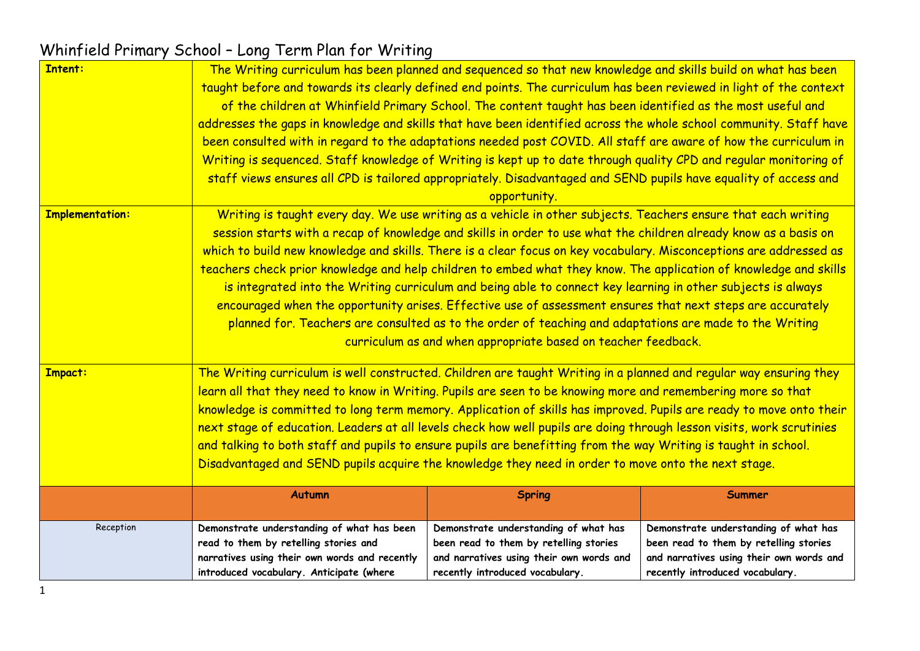# Whinfield Primary School – Long Term Plan for Writing

| | | | |
|---|---|---|---|
| **Intent:** | The Writing curriculum has been planned and sequenced so that new knowledge and skills build on what has been taught before and towards its clearly defined end points. The curriculum has been reviewed in light of the context of the children at Whinfield Primary School. The content taught has been identified as the most useful and addresses the gaps in knowledge and skills that have been identified across the whole school community. Staff have been consulted with in regard to the adaptations needed post COVID. All staff are aware of how the curriculum in Writing is sequenced. Staff knowledge of Writing is kept up to date through quality CPD and regular monitoring of staff views ensures all CPD is tailored appropriately. Disadvantaged and SEND pupils have equality of access and opportunity. | | |
| **Implementation:** | Writing is taught every day. We use writing as a vehicle in other subjects. Teachers ensure that each writing session starts with a recap of knowledge and skills in order to use what the children already know as a basis on which to build new knowledge and skills. There is a clear focus on key vocabulary. Misconceptions are addressed as teachers check prior knowledge and help children to embed what they know. The application of knowledge and skills is integrated into the Writing curriculum and being able to connect key learning in other subjects is always encouraged when the opportunity arises. Effective use of assessment ensures that next steps are accurately planned for. Teachers are consulted as to the order of teaching and adaptations are made to the Writing curriculum as and when appropriate based on teacher feedback. | | |
| **Impact:** | The Writing curriculum is well constructed. Children are taught Writing in a planned and regular way ensuring they learn all that they need to know in Writing. Pupils are seen to be knowing more and remembering more so that knowledge is committed to long term memory. Application of skills has improved. Pupils are ready to move onto their next stage of education. Leaders at all levels check how well pupils are doing through lesson visits, work scrutinies and talking to both staff and pupils to ensure pupils are benefitting from the way Writing is taught in school. Disadvantaged and SEND pupils acquire the knowledge they need in order to move onto the next stage. | | |
| | **Autumn** | **Spring** | **Summer** |
| Reception | **Demonstrate understanding of what has been read to them by retelling stories and narratives using their own words and recently introduced vocabulary. Anticipate (where** | **Demonstrate understanding of what has been read to them by retelling stories and narratives using their own words and recently introduced vocabulary.** | **Demonstrate understanding of what has been read to them by retelling stories and narratives using their own words and recently introduced vocabulary.** |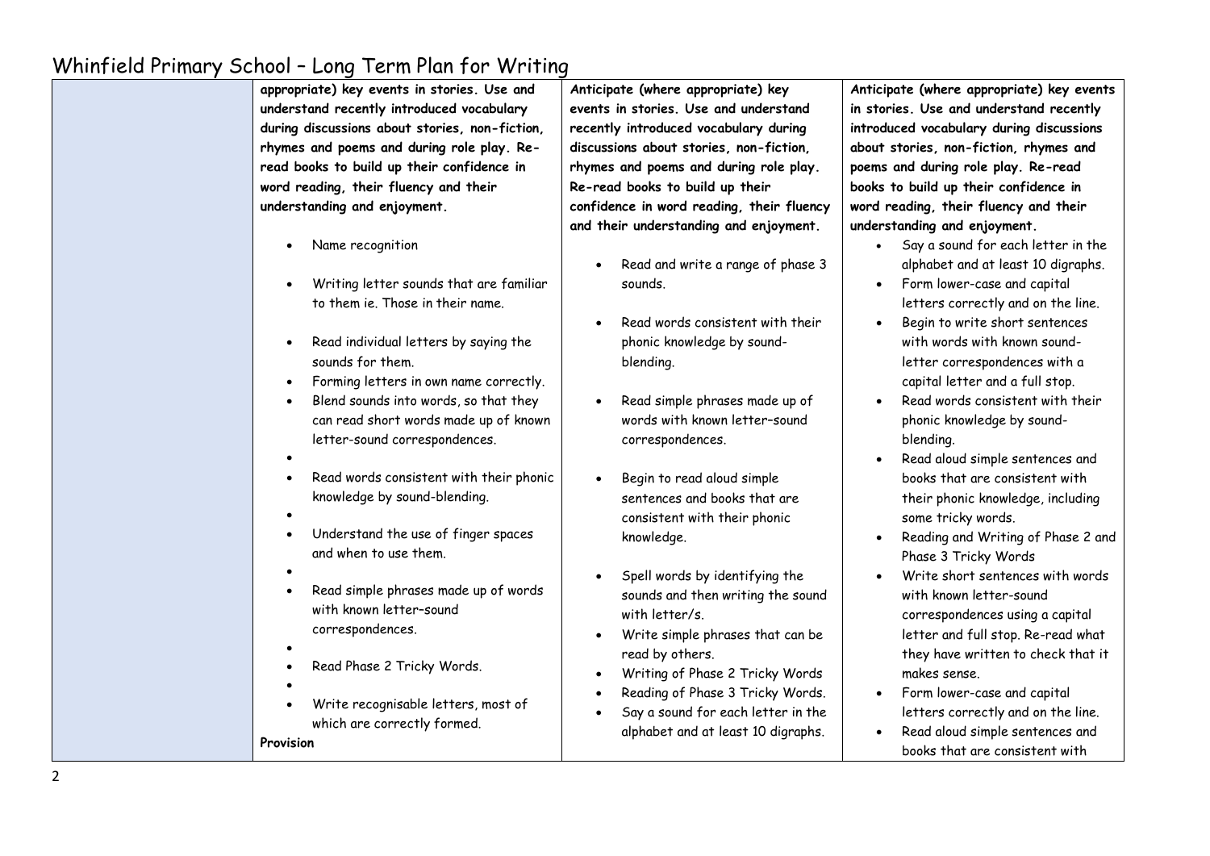# Whinfield Primary School – Long Term Plan for Writing

| | | | |
|---|---|---|---|
| | **appropriate) key events in stories. Use and understand recently introduced vocabulary during discussions about stories, non-fiction, rhymes and poems and during role play. Re-read books to build up their confidence in word reading, their fluency and their understanding and enjoyment.**<br><br>• Name recognition<br>• Writing letter sounds that are familiar to them ie. Those in their name.<br>• Read individual letters by saying the sounds for them.<br>• Forming letters in own name correctly.<br>• Blend sounds into words, so that they can read short words made up of known letter-sound correspondences.<br>•<br>• Read words consistent with their phonic knowledge by sound-blending.<br>•<br>• Understand the use of finger spaces and when to use them.<br>•<br>• Read simple phrases made up of words with known letter–sound correspondences.<br>•<br>• Read Phase 2 Tricky Words.<br>•<br>• Write recognisable letters, most of which are correctly formed.<br><br>**Provision** | **Anticipate (where appropriate) key events in stories. Use and understand recently introduced vocabulary during discussions about stories, non-fiction, rhymes and poems and during role play. Re-read books to build up their confidence in word reading, their fluency and their understanding and enjoyment.**<br><br>• Read and write a range of phase 3 sounds.<br>• Read words consistent with their phonic knowledge by sound-blending.<br>• Read simple phrases made up of words with known letter–sound correspondences.<br>• Begin to read aloud simple sentences and books that are consistent with their phonic knowledge.<br>• Spell words by identifying the sounds and then writing the sound with letter/s.<br>• Write simple phrases that can be read by others.<br>• Writing of Phase 2 Tricky Words<br>• Reading of Phase 3 Tricky Words.<br>• Say a sound for each letter in the alphabet and at least 10 digraphs. | **Anticipate (where appropriate) key events in stories. Use and understand recently introduced vocabulary during discussions about stories, non-fiction, rhymes and poems and during role play. Re-read books to build up their confidence in word reading, their fluency and their understanding and enjoyment.**<br><br>• Say a sound for each letter in the alphabet and at least 10 digraphs.<br>• Form lower-case and capital letters correctly and on the line.<br>• Begin to write short sentences with words with known sound-letter correspondences with a capital letter and a full stop.<br>• Read words consistent with their phonic knowledge by sound-blending.<br>• Read aloud simple sentences and books that are consistent with their phonic knowledge, including some tricky words.<br>• Reading and Writing of Phase 2 and Phase 3 Tricky Words<br>• Write short sentences with words with known letter-sound correspondences using a capital letter and full stop. Re-read what they have written to check that it makes sense.<br>• Form lower-case and capital letters correctly and on the line.<br>• Read aloud simple sentences and books that are consistent with |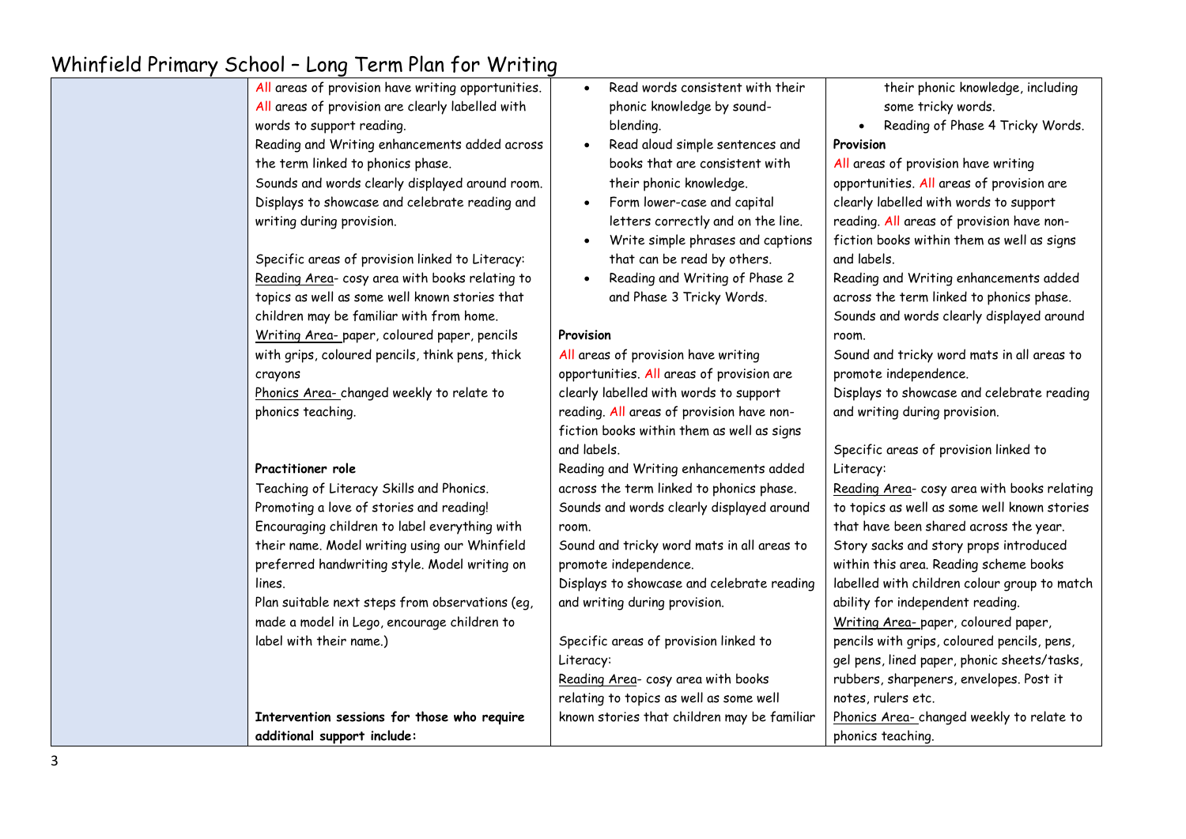# Whinfield Primary School – Long Term Plan for Writing

| | | | |
|---|---|---|---|
| | All areas of provision have writing opportunities.<br>All areas of provision are clearly labelled with words to support reading.<br>Reading and Writing enhancements added across the term linked to phonics phase.<br>Sounds and words clearly displayed around room.<br>Displays to showcase and celebrate reading and writing during provision.<br><br>Specific areas of provision linked to Literacy:<br>Reading Area- cosy area with books relating to topics as well as some well known stories that children may be familiar with from home.<br>Writing Area- paper, coloured paper, pencils with grips, coloured pencils, think pens, thick crayons<br>Phonics Area- changed weekly to relate to phonics teaching.<br><br>**Practitioner role**<br>Teaching of Literacy Skills and Phonics.<br>Promoting a love of stories and reading!<br>Encouraging children to label everything with their name. Model writing using our Whinfield preferred handwriting style. Model writing on lines.<br>Plan suitable next steps from observations (eg, made a model in Lego, encourage children to label with their name.)<br><br>**Intervention sessions for those who require additional support include:** | • Read words consistent with their phonic knowledge by sound-blending.<br>• Read aloud simple sentences and books that are consistent with their phonic knowledge.<br>• Form lower-case and capital letters correctly and on the line.<br>• Write simple phrases and captions that can be read by others.<br>• Reading and Writing of Phase 2 and Phase 3 Tricky Words.<br><br>**Provision**<br>All areas of provision have writing opportunities. All areas of provision are clearly labelled with words to support reading. All areas of provision have non-fiction books within them as well as signs and labels.<br>Reading and Writing enhancements added across the term linked to phonics phase.<br>Sounds and words clearly displayed around room.<br>Sound and tricky word mats in all areas to promote independence.<br>Displays to showcase and celebrate reading and writing during provision.<br><br>Specific areas of provision linked to Literacy:<br>Reading Area- cosy area with books relating to topics as well as some well known stories that children may be familiar | their phonic knowledge, including some tricky words.<br>• Reading of Phase 4 Tricky Words.<br>**Provision**<br>All areas of provision have writing opportunities. All areas of provision are clearly labelled with words to support reading. All areas of provision have non-fiction books within them as well as signs and labels.<br>Reading and Writing enhancements added across the term linked to phonics phase.<br>Sounds and words clearly displayed around room.<br>Sound and tricky word mats in all areas to promote independence.<br>Displays to showcase and celebrate reading and writing during provision.<br><br>Specific areas of provision linked to Literacy:<br>Reading Area- cosy area with books relating to topics as well as some well known stories that have been shared across the year. Story sacks and story props introduced within this area. Reading scheme books labelled with children colour group to match ability for independent reading.<br>Writing Area- paper, coloured paper, pencils with grips, coloured pencils, pens, gel pens, lined paper, phonic sheets/tasks, rubbers, sharpeners, envelopes. Post it notes, rulers etc.<br>Phonics Area- changed weekly to relate to phonics teaching. |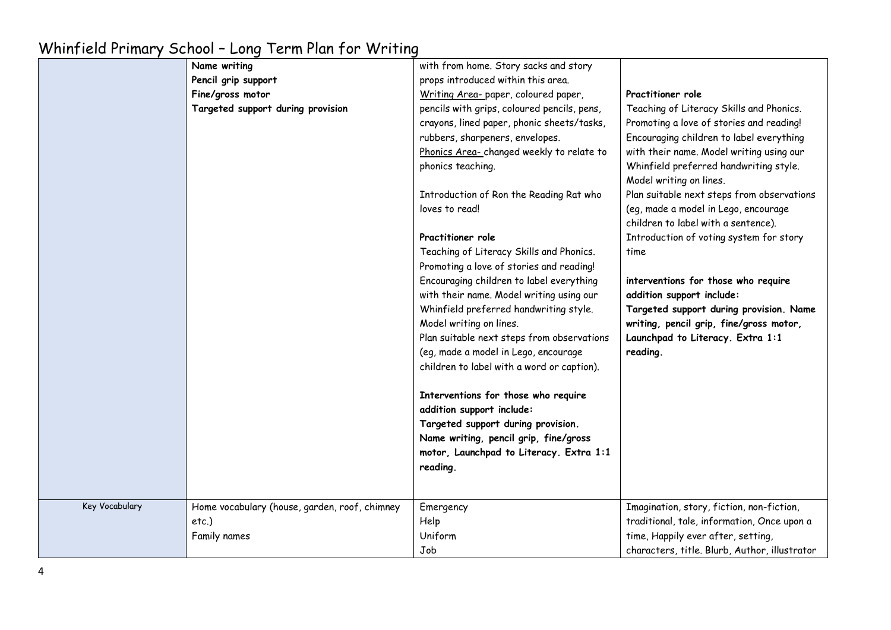# Whinfield Primary School – Long Term Plan for Writing

| | | | |
|---|---|---|---|
| | **Name writing**<br>**Pencil grip support**<br>**Fine/gross motor**<br>**Targeted support during provision** | with from home. Story sacks and story props introduced within this area.<br>Writing Area- paper, coloured paper, pencils with grips, coloured pencils, pens, crayons, lined paper, phonic sheets/tasks, rubbers, sharpeners, envelopes.<br>Phonics Area- changed weekly to relate to phonics teaching.<br><br>Introduction of Ron the Reading Rat who loves to read!<br><br>**Practitioner role**<br>Teaching of Literacy Skills and Phonics. Promoting a love of stories and reading! Encouraging children to label everything with their name. Model writing using our Whinfield preferred handwriting style. Model writing on lines.<br>Plan suitable next steps from observations (eg, made a model in Lego, encourage children to label with a word or caption).<br><br>**Interventions for those who require addition support include:**<br>**Targeted support during provision. Name writing, pencil grip, fine/gross motor, Launchpad to Literacy. Extra 1:1 reading.** | **Practitioner role**<br>Teaching of Literacy Skills and Phonics. Promoting a love of stories and reading! Encouraging children to label everything with their name. Model writing using our Whinfield preferred handwriting style. Model writing on lines.<br>Plan suitable next steps from observations (eg, made a model in Lego, encourage children to label with a sentence).<br>Introduction of voting system for story time<br><br>**interventions for those who require addition support include:**<br>**Targeted support during provision. Name writing, pencil grip, fine/gross motor, Launchpad to Literacy. Extra 1:1 reading.** |
| Key Vocabulary | Home vocabulary (house, garden, roof, chimney etc.)<br>Family names | Emergency<br>Help<br>Uniform<br>Job | Imagination, story, fiction, non-fiction, traditional, tale, information, Once upon a time, Happily ever after, setting, characters, title. Blurb, Author, illustrator |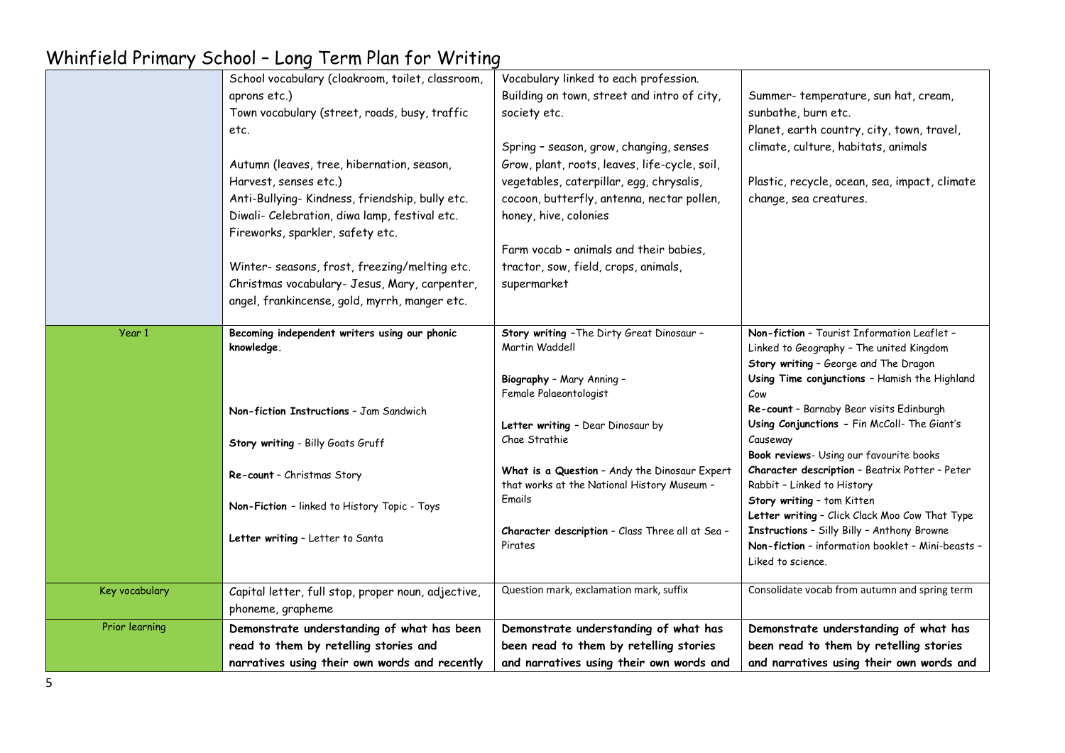# Whinfield Primary School – Long Term Plan for Writing

| | | | |
|---|---|---|---|
| | School vocabulary (cloakroom, toilet, classroom, aprons etc.)<br>Town vocabulary (street, roads, busy, traffic etc.<br><br>Autumn (leaves, tree, hibernation, season, Harvest, senses etc.)<br>Anti-Bullying- Kindness, friendship, bully etc.<br>Diwali- Celebration, diwa lamp, festival etc.<br>Fireworks, sparkler, safety etc.<br><br>Winter- seasons, frost, freezing/melting etc.<br>Christmas vocabulary- Jesus, Mary, carpenter, angel, frankincense, gold, myrrh, manger etc. | Vocabulary linked to each profession.<br>Building on town, street and intro of city, society etc.<br><br>Spring – season, grow, changing, senses<br>Grow, plant, roots, leaves, life-cycle, soil, vegetables, caterpillar, egg, chrysalis, cocoon, butterfly, antenna, nectar pollen, honey, hive, colonies<br><br>Farm vocab – animals and their babies, tractor, sow, field, crops, animals, supermarket | Summer- temperature, sun hat, cream, sunbathe, burn etc.<br>Planet, earth country, city, town, travel, climate, culture, habitats, animals<br><br>Plastic, recycle, ocean, sea, impact, climate change, sea creatures. |
| Year 1 | **Becoming independent writers using our phonic knowledge.**<br><br>**Non-fiction Instructions** – Jam Sandwich<br><br>**Story writing** - Billy Goats Gruff<br><br>**Re-count** – Christmas Story<br><br>**Non-Fiction** – linked to History Topic - Toys<br><br>**Letter writing** – Letter to Santa | **Story writing** –The Dirty Great Dinosaur – Martin Waddell<br><br>**Biography** – Mary Anning – Female Palaeontologist<br><br>**Letter writing** – Dear Dinosaur by Chae Strathie<br><br>**What is a Question** – Andy the Dinosaur Expert that works at the National History Museum – Emails<br><br>**Character description** – Class Three all at Sea – Pirates | **Non-fiction** – Tourist Information Leaflet – Linked to Geography – The united Kingdom<br>**Story writing** – George and The Dragon<br>**Using Time conjunctions** – Hamish the Highland Cow<br>**Re-count** – Barnaby Bear visits Edinburgh<br>**Using Conjunctions** – Fin McColl- The Giant's Causeway<br>**Book reviews**- Using our favourite books<br>**Character description** – Beatrix Potter – Peter Rabbit – Linked to History<br>**Story writing** – tom Kitten<br>**Letter writing** – Click Clack Moo Cow That Type<br>**Instructions** – Silly Billy – Anthony Browne<br>**Non-fiction** – information booklet – Mini-beasts – Liked to science. |
| Key vocabulary | Capital letter, full stop, proper noun, adjective, phoneme, grapheme | Question mark, exclamation mark, suffix | Consolidate vocab from autumn and spring term |
| Prior learning | **Demonstrate understanding of what has been read to them by retelling stories and narratives using their own words and recently** | **Demonstrate understanding of what has been read to them by retelling stories and narratives using their own words and** | **Demonstrate understanding of what has been read to them by retelling stories and narratives using their own words and** |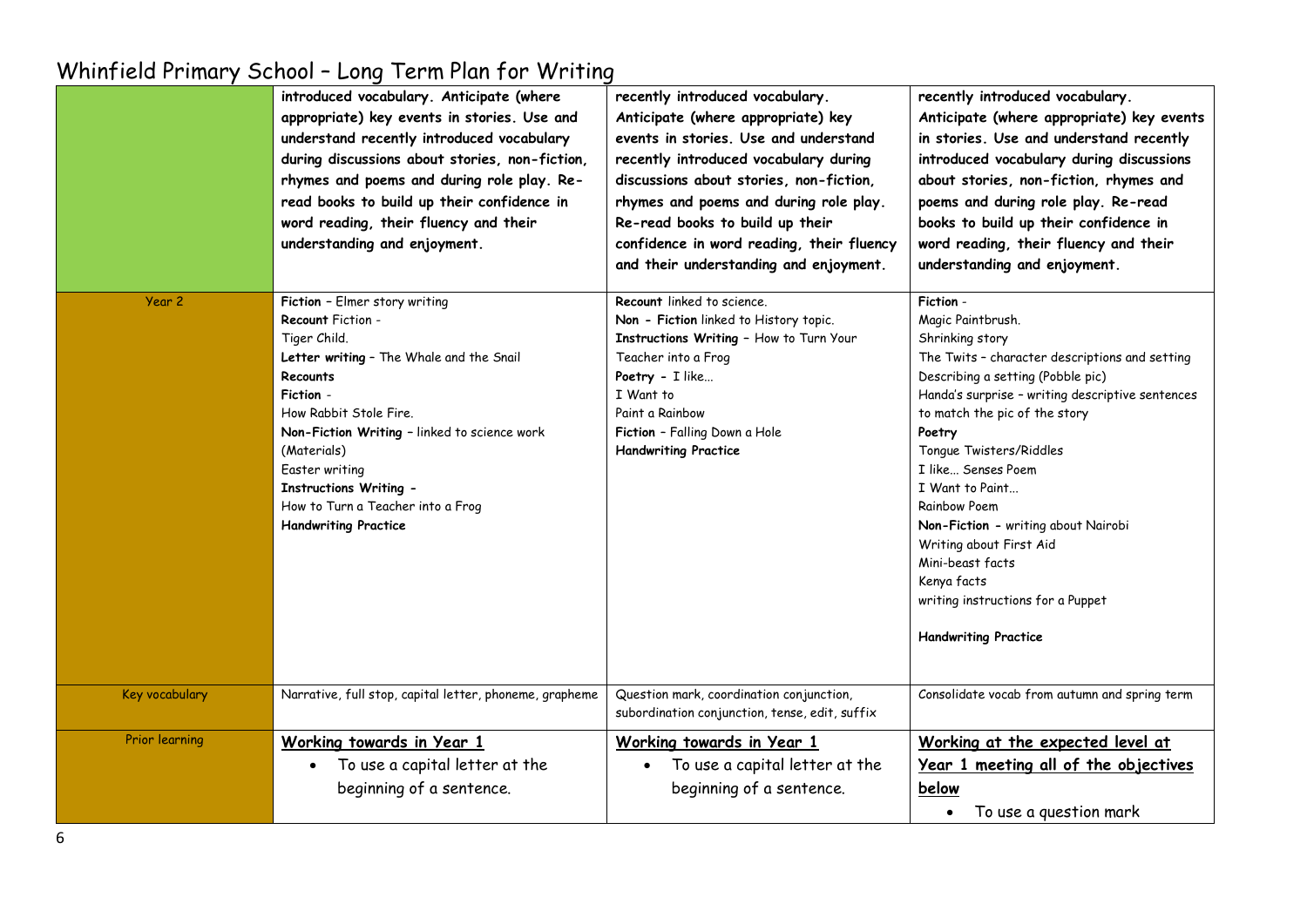# Whinfield Primary School – Long Term Plan for Writing

| | | | |
|---|---|---|---|
| | **introduced vocabulary. Anticipate (where appropriate) key events in stories. Use and understand recently introduced vocabulary during discussions about stories, non-fiction, rhymes and poems and during role play. Re-read books to build up their confidence in word reading, their fluency and their understanding and enjoyment.** | **recently introduced vocabulary. Anticipate (where appropriate) key events in stories. Use and understand recently introduced vocabulary during discussions about stories, non-fiction, rhymes and poems and during role play. Re-read books to build up their confidence in word reading, their fluency and their understanding and enjoyment.** | **recently introduced vocabulary. Anticipate (where appropriate) key events in stories. Use and understand recently introduced vocabulary during discussions about stories, non-fiction, rhymes and poems and during role play. Re-read books to build up their confidence in word reading, their fluency and their understanding and enjoyment.** |
| Year 2 | **Fiction** – Elmer story writing<br>**Recount** Fiction -<br>Tiger Child.<br>**Letter writing** – The Whale and the Snail<br>**Recounts**<br>**Fiction** -<br>How Rabbit Stole Fire.<br>**Non-Fiction Writing** – linked to science work (Materials)<br>Easter writing<br>**Instructions Writing** -<br>How to Turn a Teacher into a Frog<br>**Handwriting Practice** | **Recount** linked to science.<br>**Non - Fiction** linked to History topic.<br>**Instructions Writing** – How to Turn Your Teacher into a Frog<br>**Poetry** - I like…<br>I Want to<br>Paint a Rainbow<br>**Fiction** – Falling Down a Hole<br>**Handwriting Practice** | **Fiction** -<br>Magic Paintbrush.<br>Shrinking story<br>The Twits – character descriptions and setting<br>Describing a setting (Pobble pic)<br>Handa's surprise – writing descriptive sentences to match the pic of the story<br>**Poetry**<br>Tongue Twisters/Riddles<br>I like… Senses Poem<br>I Want to Paint…<br>Rainbow Poem<br>**Non-Fiction** - writing about Nairobi<br>Writing about First Aid<br>Mini-beast facts<br>Kenya facts<br>writing instructions for a Puppet<br><br>**Handwriting Practice** |
| Key vocabulary | Narrative, full stop, capital letter, phoneme, grapheme | Question mark, coordination conjunction, subordination conjunction, tense, edit, suffix | Consolidate vocab from autumn and spring term |
| Prior learning | **<u>Working towards in Year 1</u>**<br>• To use a capital letter at the beginning of a sentence. | **<u>Working towards in Year 1</u>**<br>• To use a capital letter at the beginning of a sentence. | **<u>Working at the expected level at Year 1 meeting all of the objectives below</u>**<br>• To use a question mark |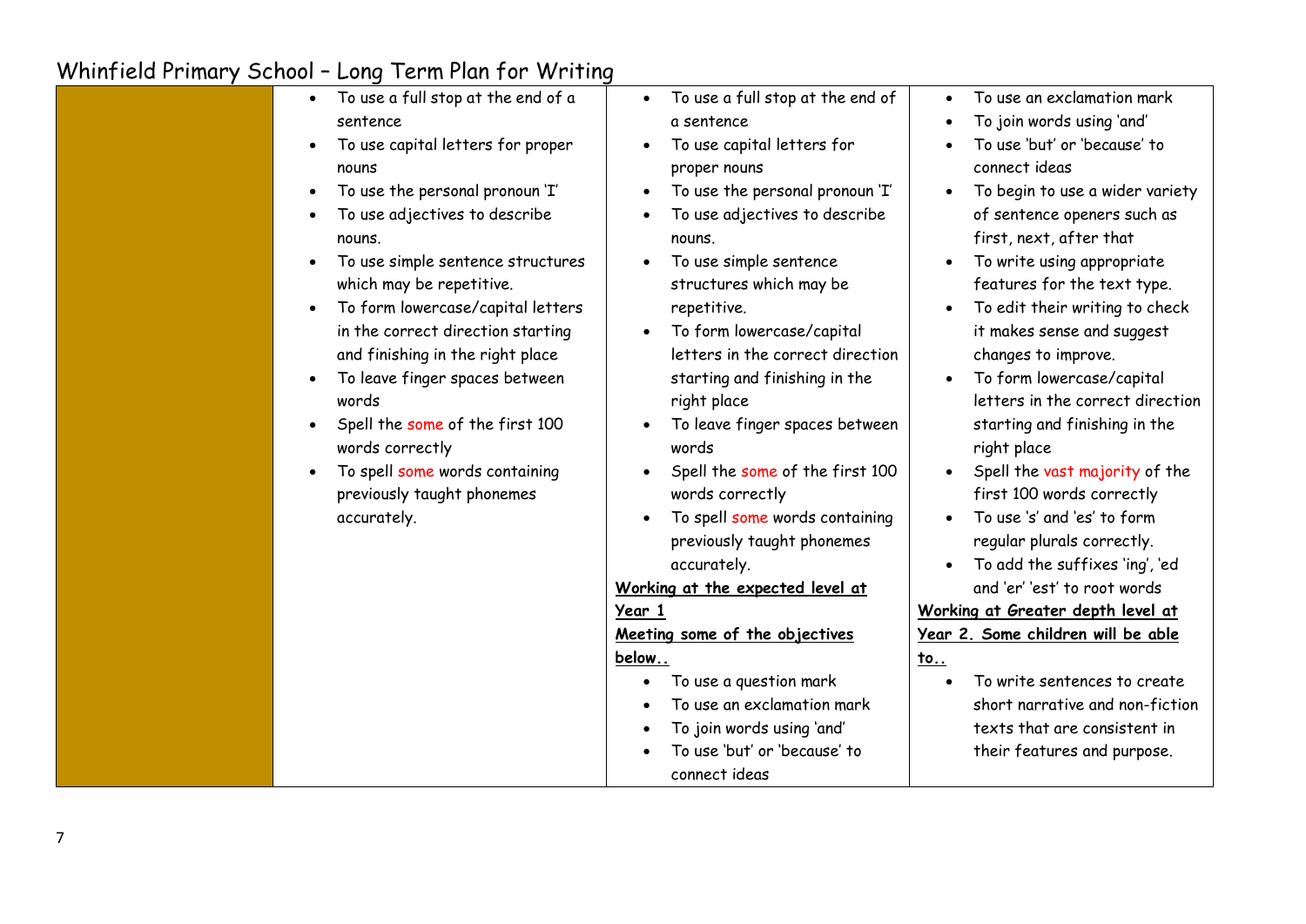# Whinfield Primary School – Long Term Plan for Writing

| | | | |
|---|---|---|---|
| | • To use a full stop at the end of a sentence<br>• To use capital letters for proper nouns<br>• To use the personal pronoun 'I'<br>• To use adjectives to describe nouns.<br>• To use simple sentence structures which may be repetitive.<br>• To form lowercase/capital letters in the correct direction starting and finishing in the right place<br>• To leave finger spaces between words<br>• Spell the some of the first 100 words correctly<br>• To spell some words containing previously taught phonemes accurately. | • To use a full stop at the end of a sentence<br>• To use capital letters for proper nouns<br>• To use the personal pronoun 'I'<br>• To use adjectives to describe nouns.<br>• To use simple sentence structures which may be repetitive.<br>• To form lowercase/capital letters in the correct direction starting and finishing in the right place<br>• To leave finger spaces between words<br>• Spell the some of the first 100 words correctly<br>• To spell some words containing previously taught phonemes accurately.<br>**Working at the expected level at Year 1**<br>**Meeting some of the objectives below..**<br>• To use a question mark<br>• To use an exclamation mark<br>• To join words using 'and'<br>• To use 'but' or 'because' to connect ideas | • To use an exclamation mark<br>• To join words using 'and'<br>• To use 'but' or 'because' to connect ideas<br>• To begin to use a wider variety of sentence openers such as first, next, after that<br>• To write using appropriate features for the text type.<br>• To edit their writing to check it makes sense and suggest changes to improve.<br>• To form lowercase/capital letters in the correct direction starting and finishing in the right place<br>• Spell the vast majority of the first 100 words correctly<br>• To use 's' and 'es' to form regular plurals correctly.<br>• To add the suffixes 'ing', 'ed and 'er' 'est' to root words<br>**Working at Greater depth level at Year 2. Some children will be able to..**<br>• To write sentences to create short narrative and non-fiction texts that are consistent in their features and purpose. |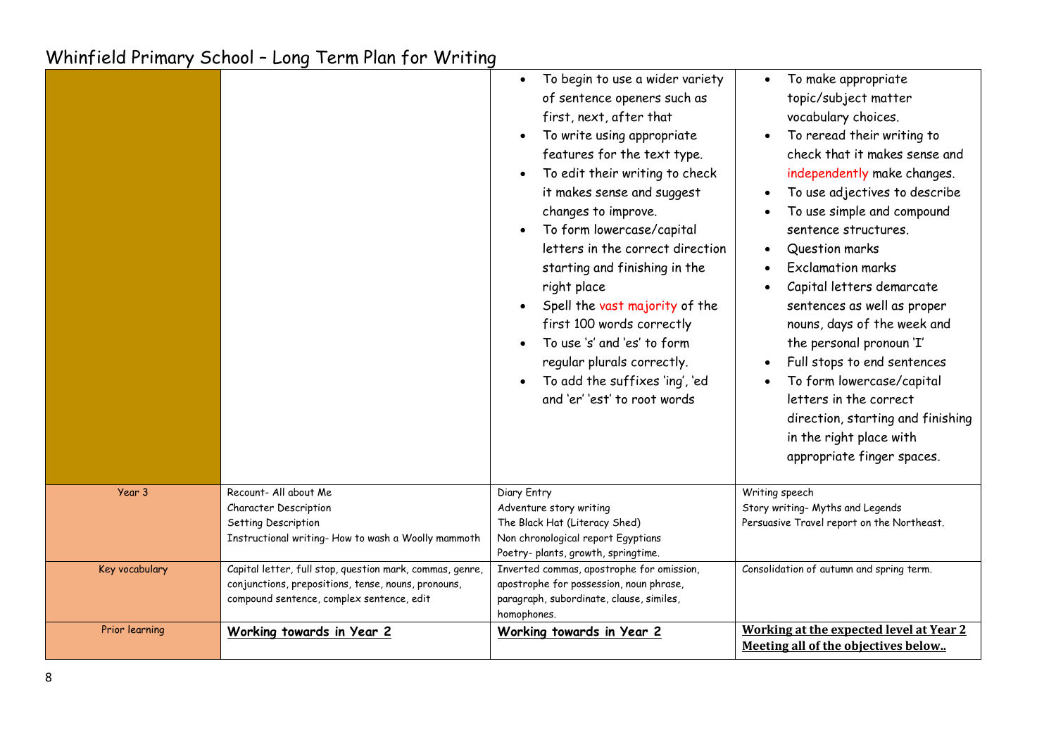# Whinfield Primary School – Long Term Plan for Writing

| | | | |
|---|---|---|---|
| | | • To begin to use a wider variety of sentence openers such as first, next, after that<br>• To write using appropriate features for the text type.<br>• To edit their writing to check it makes sense and suggest changes to improve.<br>• To form lowercase/capital letters in the correct direction starting and finishing in the right place<br>• Spell the vast majority of the first 100 words correctly<br>• To use 's' and 'es' to form regular plurals correctly.<br>• To add the suffixes 'ing', 'ed and 'er' 'est' to root words | • To make appropriate topic/subject matter vocabulary choices.<br>• To reread their writing to check that it makes sense and independently make changes.<br>• To use adjectives to describe<br>• To use simple and compound sentence structures.<br>• Question marks<br>• Exclamation marks<br>• Capital letters demarcate sentences as well as proper nouns, days of the week and the personal pronoun 'I'<br>• Full stops to end sentences<br>• To form lowercase/capital letters in the correct direction, starting and finishing in the right place with appropriate finger spaces. |
| Year 3 | Recount- All about Me<br>Character Description<br>Setting Description<br>Instructional writing- How to wash a Woolly mammoth | Diary Entry<br>Adventure story writing<br>The Black Hat (Literacy Shed)<br>Non chronological report Egyptians<br>Poetry- plants, growth, springtime. | Writing speech<br>Story writing- Myths and Legends<br>Persuasive Travel report on the Northeast. |
| Key vocabulary | Capital letter, full stop, question mark, commas, genre, conjunctions, prepositions, tense, nouns, pronouns, compound sentence, complex sentence, edit | Inverted commas, apostrophe for omission, apostrophe for possession, noun phrase, paragraph, subordinate, clause, similes, homophones. | Consolidation of autumn and spring term. |
| Prior learning | **Working towards in Year 2** | **Working towards in Year 2** | **Working at the expected level at Year 2 Meeting all of the objectives below..** |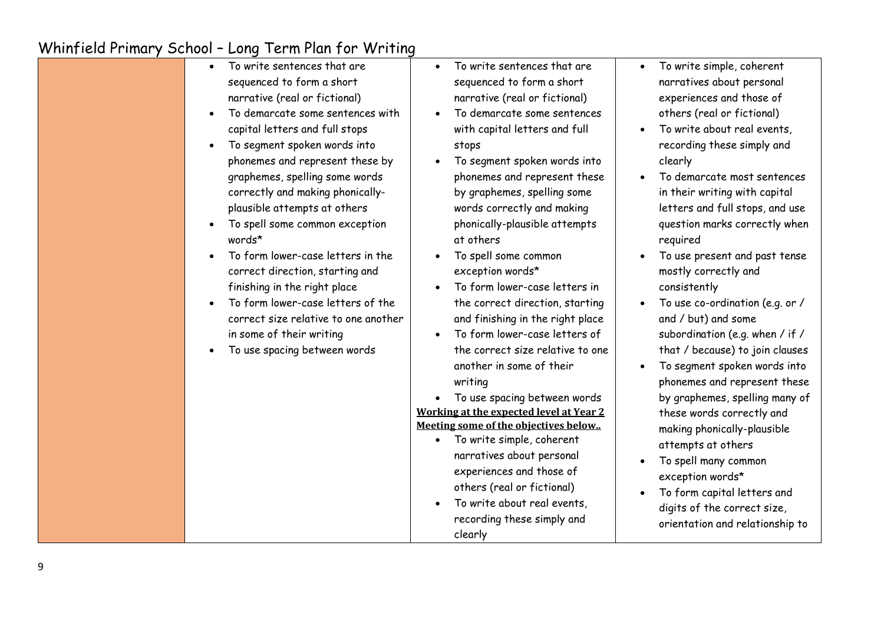# Whinfield Primary School – Long Term Plan for Writing

| | | | |
|---|---|---|---|
| | • To write sentences that are sequenced to form a short narrative (real or fictional)<br>• To demarcate some sentences with capital letters and full stops<br>• To segment spoken words into phonemes and represent these by graphemes, spelling some words correctly and making phonically-plausible attempts at others<br>• To spell some common exception words*<br>• To form lower-case letters in the correct direction, starting and finishing in the right place<br>• To form lower-case letters of the correct size relative to one another in some of their writing<br>• To use spacing between words | • To write sentences that are sequenced to form a short narrative (real or fictional)<br>• To demarcate some sentences with capital letters and full stops<br>• To segment spoken words into phonemes and represent these by graphemes, spelling some words correctly and making phonically-plausible attempts at others<br>• To spell some common exception words*<br>• To form lower-case letters in the correct direction, starting and finishing in the right place<br>• To form lower-case letters of the correct size relative to one another in some of their writing<br>• To use spacing between words<br>**Working at the expected level at Year 2 Meeting some of the objectives below..**<br>• To write simple, coherent narratives about personal experiences and those of others (real or fictional)<br>• To write about real events, recording these simply and clearly | • To write simple, coherent narratives about personal experiences and those of others (real or fictional)<br>• To write about real events, recording these simply and clearly<br>• To demarcate most sentences in their writing with capital letters and full stops, and use question marks correctly when required<br>• To use present and past tense mostly correctly and consistently<br>• To use co-ordination (e.g. or / and / but) and some subordination (e.g. when / if / that / because) to join clauses<br>• To segment spoken words into phonemes and represent these by graphemes, spelling many of these words correctly and making phonically-plausible attempts at others<br>• To spell many common exception words*<br>• To form capital letters and digits of the correct size, orientation and relationship to |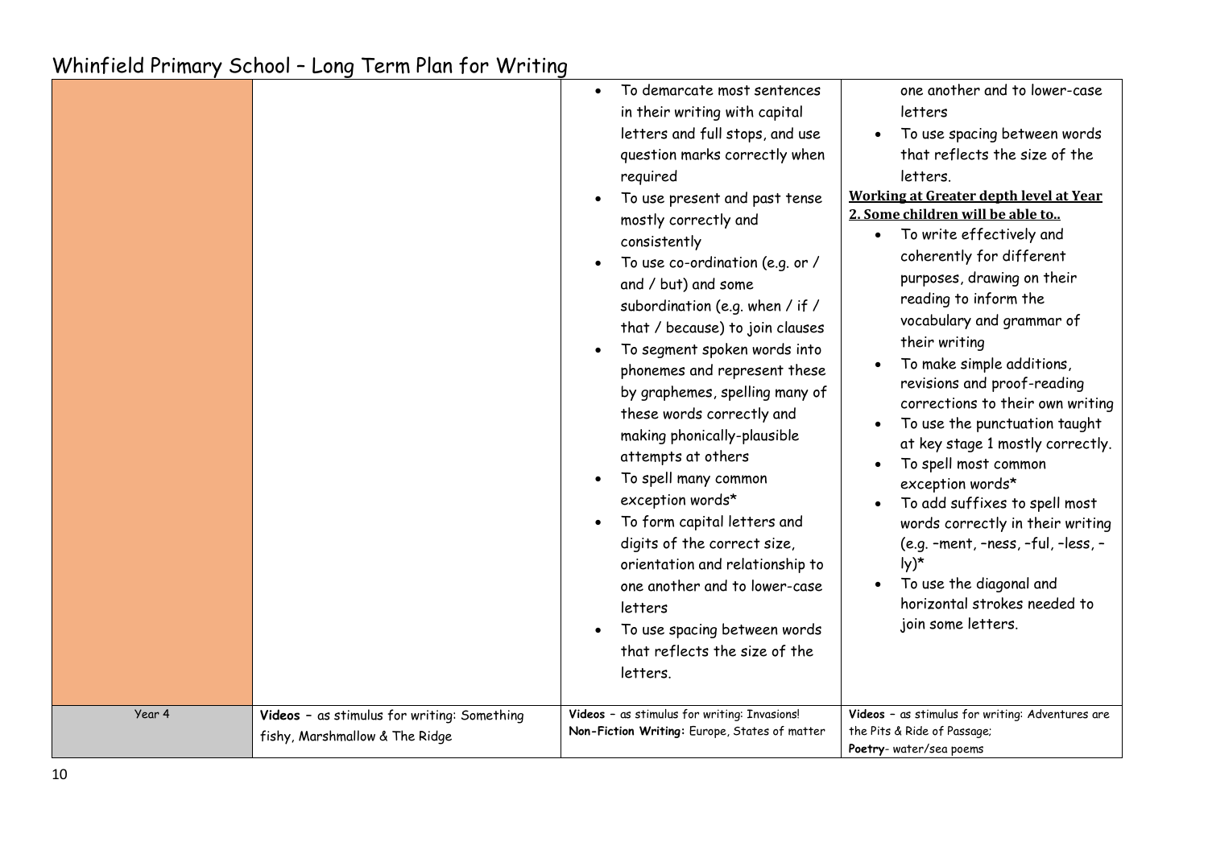# Whinfield Primary School – Long Term Plan for Writing

| | | | |
|---|---|---|---|
| | | • To demarcate most sentences in their writing with capital letters and full stops, and use question marks correctly when required<br>• To use present and past tense mostly correctly and consistently<br>• To use co-ordination (e.g. or / and / but) and some subordination (e.g. when / if / that / because) to join clauses<br>• To segment spoken words into phonemes and represent these by graphemes, spelling many of these words correctly and making phonically-plausible attempts at others<br>• To spell many common exception words*<br>• To form capital letters and digits of the correct size, orientation and relationship to one another and to lower-case letters<br>• To use spacing between words that reflects the size of the letters. | one another and to lower-case letters<br>• To use spacing between words that reflects the size of the letters.<br>**Working at Greater depth level at Year 2. Some children will be able to..**<br>• To write effectively and coherently for different purposes, drawing on their reading to inform the vocabulary and grammar of their writing<br>• To make simple additions, revisions and proof-reading corrections to their own writing<br>• To use the punctuation taught at key stage 1 mostly correctly.<br>• To spell most common exception words*<br>• To add suffixes to spell most words correctly in their writing (e.g. –ment, –ness, –ful, –less, –ly)*<br>• To use the diagonal and horizontal strokes needed to join some letters. |
| Year 4 | **Videos** – as stimulus for writing: Something fishy, Marshmallow & The Ridge | **Videos** – as stimulus for writing: Invasions!<br>**Non-Fiction Writing:** Europe, States of matter | **Videos** – as stimulus for writing: Adventures are the Pits & Ride of Passage;<br>**Poetry**- water/sea poems |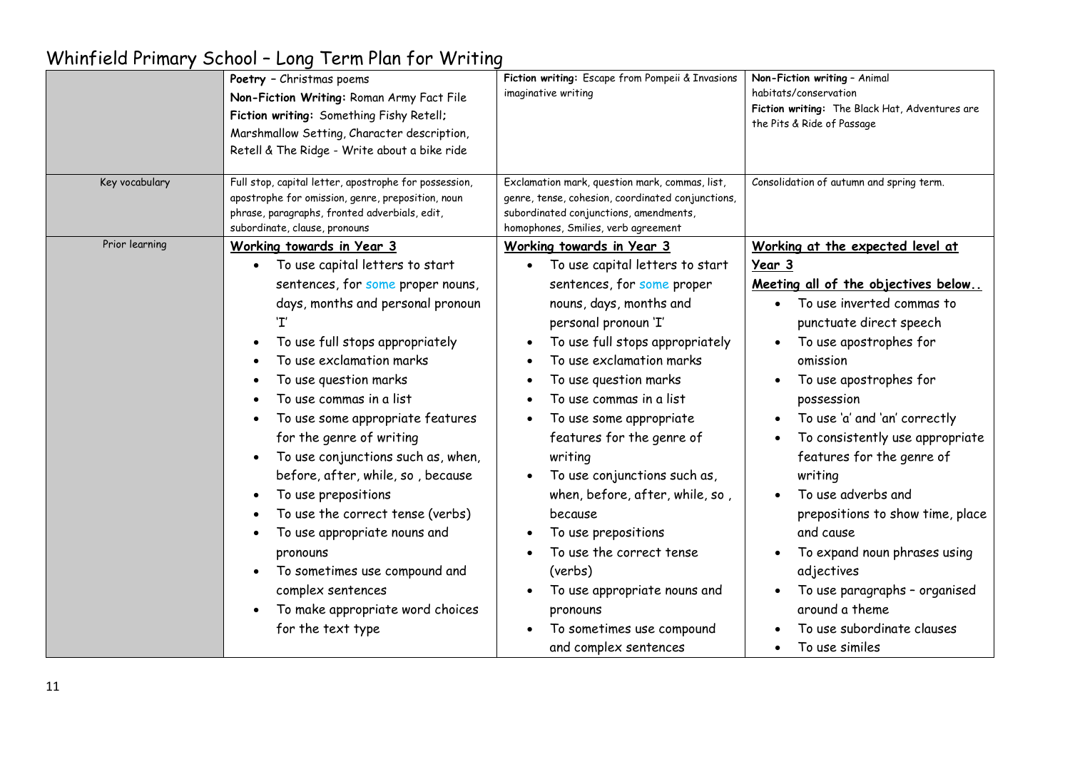# Whinfield Primary School – Long Term Plan for Writing

| | | | |
|---|---|---|---|
| | **Poetry** – Christmas poems<br>**Non-Fiction Writing:** Roman Army Fact File<br>**Fiction writing:** Something Fishy Retell; Marshmallow Setting, Character description, Retell & The Ridge - Write about a bike ride | **Fiction writing:** Escape from Pompeii & Invasions imaginative writing | **Non-Fiction writing** – Animal habitats/conservation<br>**Fiction writing:** The Black Hat, Adventures are the Pits & Ride of Passage |
| Key vocabulary | Full stop, capital letter, apostrophe for possession, apostrophe for omission, genre, preposition, noun phrase, paragraphs, fronted adverbials, edit, subordinate, clause, pronouns | Exclamation mark, question mark, commas, list, genre, tense, cohesion, coordinated conjunctions, subordinated conjunctions, amendments, homophones, Smilies, verb agreement | Consolidation of autumn and spring term. |
| Prior learning | **Working towards in Year 3**<br>• To use capital letters to start sentences, for some proper nouns, days, months and personal pronoun 'I'<br>• To use full stops appropriately<br>• To use exclamation marks<br>• To use question marks<br>• To use commas in a list<br>• To use some appropriate features for the genre of writing<br>• To use conjunctions such as, when, before, after, while, so , because<br>• To use prepositions<br>• To use the correct tense (verbs)<br>• To use appropriate nouns and pronouns<br>• To sometimes use compound and complex sentences<br>• To make appropriate word choices for the text type | **Working towards in Year 3**<br>• To use capital letters to start sentences, for some proper nouns, days, months and personal pronoun 'I'<br>• To use full stops appropriately<br>• To use exclamation marks<br>• To use question marks<br>• To use commas in a list<br>• To use some appropriate features for the genre of writing<br>• To use conjunctions such as, when, before, after, while, so , because<br>• To use prepositions<br>• To use the correct tense (verbs)<br>• To use appropriate nouns and pronouns<br>• To sometimes use compound and complex sentences | **Working at the expected level at Year 3**<br>**Meeting all of the objectives below..**<br>• To use inverted commas to punctuate direct speech<br>• To use apostrophes for omission<br>• To use apostrophes for possession<br>• To use 'a' and 'an' correctly<br>• To consistently use appropriate features for the genre of writing<br>• To use adverbs and prepositions to show time, place and cause<br>• To expand noun phrases using adjectives<br>• To use paragraphs – organised around a theme<br>• To use subordinate clauses<br>• To use similes |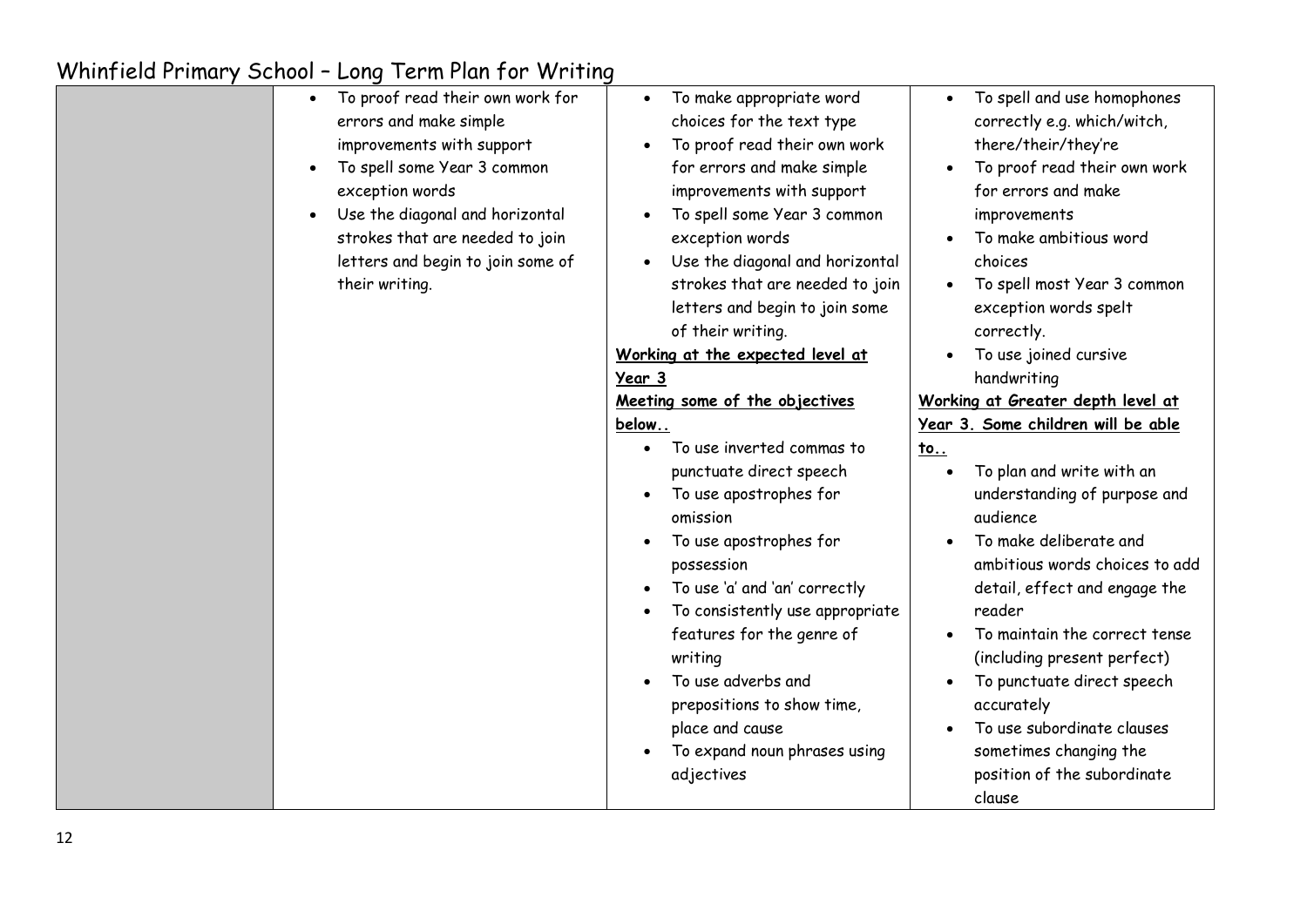# Whinfield Primary School – Long Term Plan for Writing

| | | | |
|---|---|---|---|
| | • To proof read their own work for errors and make simple improvements with support<br>• To spell some Year 3 common exception words<br>• Use the diagonal and horizontal strokes that are needed to join letters and begin to join some of their writing. | • To make appropriate word choices for the text type<br>• To proof read their own work for errors and make simple improvements with support<br>• To spell some Year 3 common exception words<br>• Use the diagonal and horizontal strokes that are needed to join letters and begin to join some of their writing.<br>**Working at the expected level at Year 3**<br>**Meeting some of the objectives below..**<br>• To use inverted commas to punctuate direct speech<br>• To use apostrophes for omission<br>• To use apostrophes for possession<br>• To use 'a' and 'an' correctly<br>• To consistently use appropriate features for the genre of writing<br>• To use adverbs and prepositions to show time, place and cause<br>• To expand noun phrases using adjectives | • To spell and use homophones correctly e.g. which/witch, there/their/they're<br>• To proof read their own work for errors and make improvements<br>• To make ambitious word choices<br>• To spell most Year 3 common exception words spelt correctly.<br>• To use joined cursive handwriting<br>**Working at Greater depth level at Year 3. Some children will be able to..**<br>• To plan and write with an understanding of purpose and audience<br>• To make deliberate and ambitious words choices to add detail, effect and engage the reader<br>• To maintain the correct tense (including present perfect)<br>• To punctuate direct speech accurately<br>• To use subordinate clauses sometimes changing the position of the subordinate clause |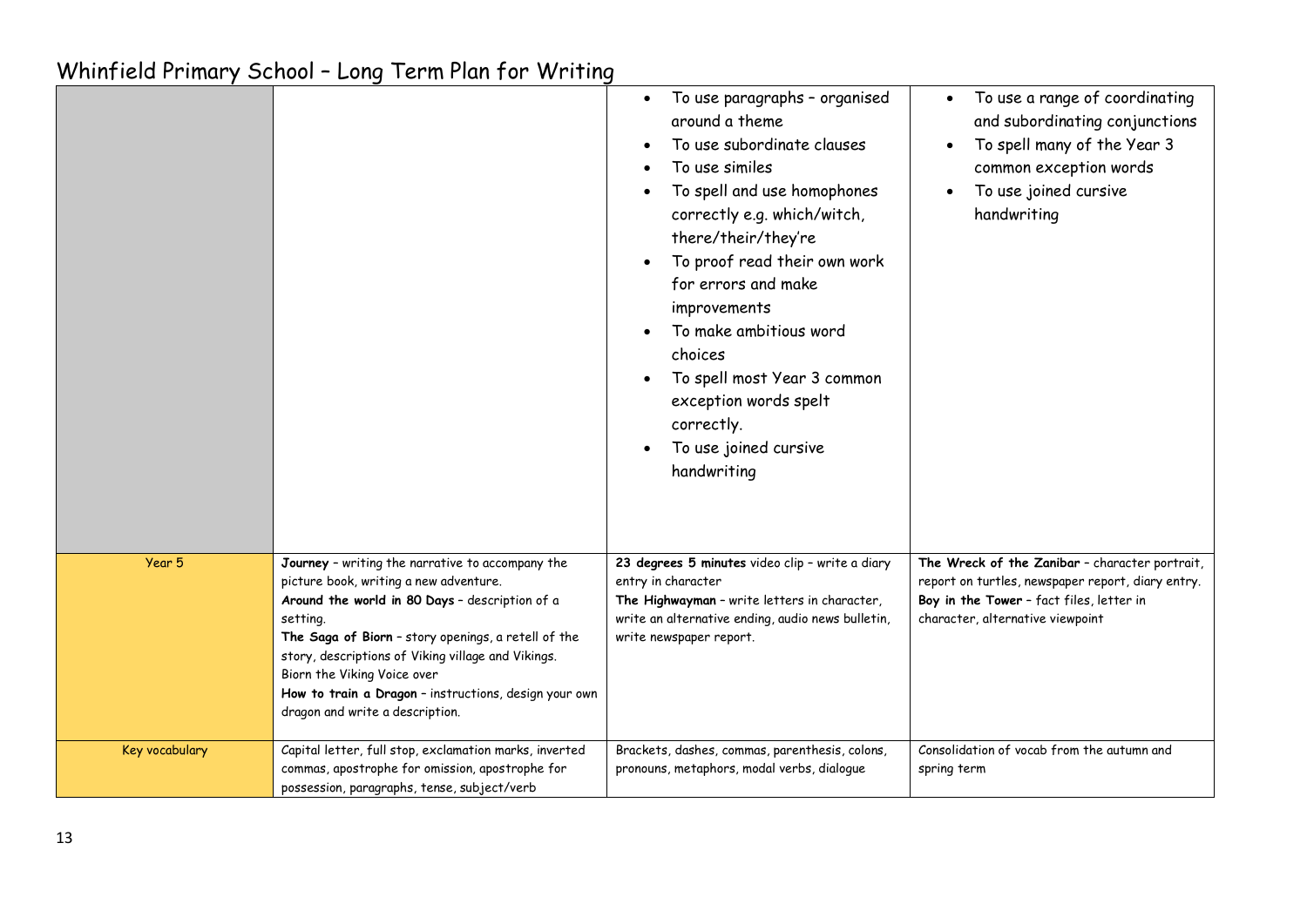# Whinfield Primary School – Long Term Plan for Writing

| | | | |
|---|---|---|---|
| | | • To use paragraphs – organised around a theme<br>• To use subordinate clauses<br>• To use similes<br>• To spell and use homophones correctly e.g. which/witch, there/their/they're<br>• To proof read their own work for errors and make improvements<br>• To make ambitious word choices<br>• To spell most Year 3 common exception words spelt correctly.<br>• To use joined cursive handwriting | • To use a range of coordinating and subordinating conjunctions<br>• To spell many of the Year 3 common exception words<br>• To use joined cursive handwriting |
| Year 5 | **Journey** – writing the narrative to accompany the picture book, writing a new adventure.<br>**Around the world in 80 Days** – description of a setting.<br>**The Saga of Biorn** – story openings, a retell of the story, descriptions of Viking village and Vikings. Biorn the Viking Voice over<br>**How to train a Dragon** – instructions, design your own dragon and write a description. | **23 degrees 5 minutes** video clip – write a diary entry in character<br>**The Highwayman** – write letters in character, write an alternative ending, audio news bulletin, write newspaper report. | **The Wreck of the Zanibar** – character portrait, report on turtles, newspaper report, diary entry.<br>**Boy in the Tower** – fact files, letter in character, alternative viewpoint |
| Key vocabulary | Capital letter, full stop, exclamation marks, inverted commas, apostrophe for omission, apostrophe for possession, paragraphs, tense, subject/verb | Brackets, dashes, commas, parenthesis, colons, pronouns, metaphors, modal verbs, dialogue | Consolidation of vocab from the autumn and spring term |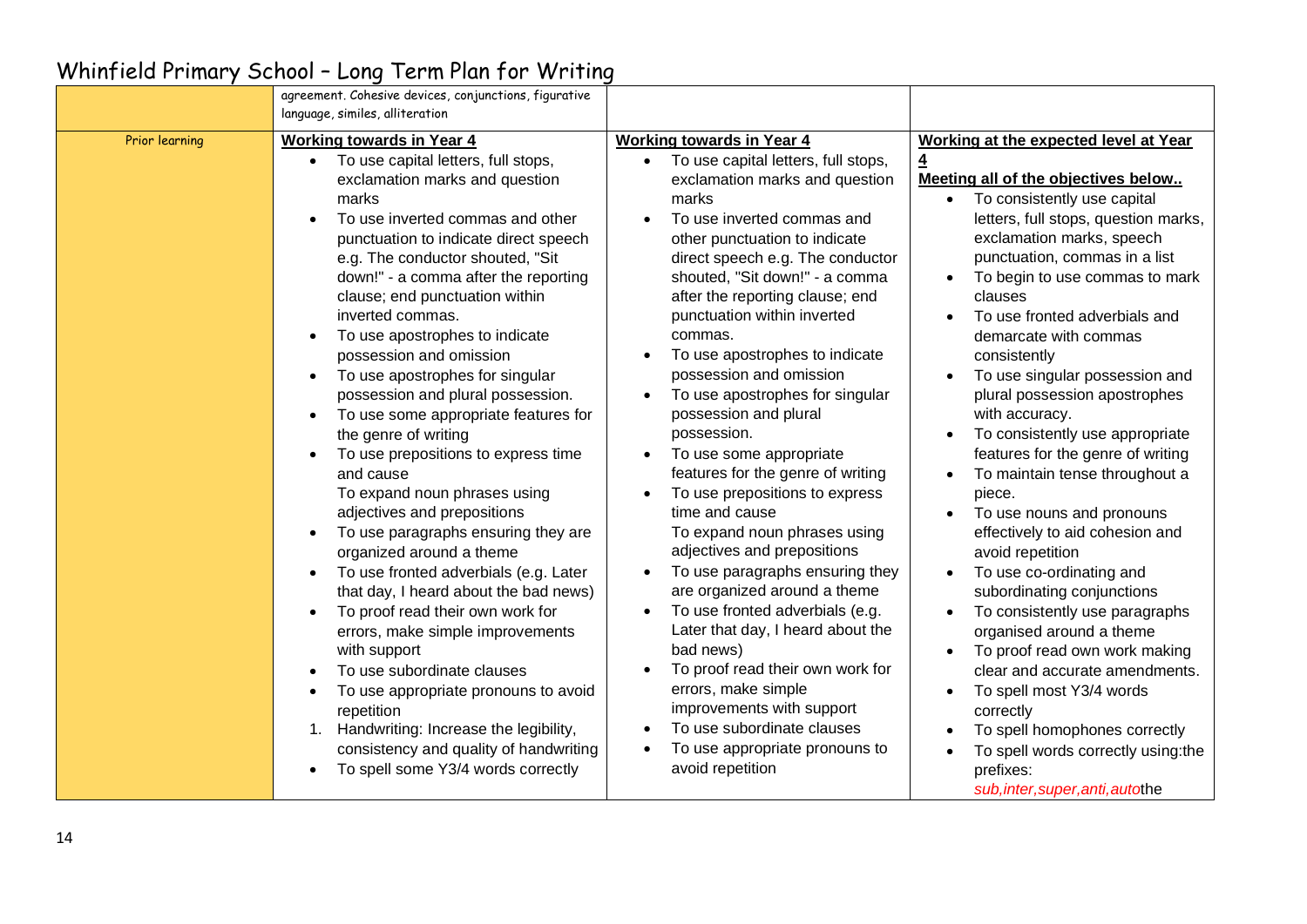# Whinfield Primary School – Long Term Plan for Writing

| | | | |
|---|---|---|---|
| | agreement. Cohesive devices, conjunctions, figurative language, similes, alliteration | | |
| Prior learning | **Working towards in Year 4**<br>• To use capital letters, full stops, exclamation marks and question marks<br>• To use inverted commas and other punctuation to indicate direct speech e.g. The conductor shouted, "Sit down!" - a comma after the reporting clause; end punctuation within inverted commas.<br>• To use apostrophes to indicate possession and omission<br>• To use apostrophes for singular possession and plural possession.<br>• To use some appropriate features for the genre of writing<br>• To use prepositions to express time and cause<br>To expand noun phrases using adjectives and prepositions<br>• To use paragraphs ensuring they are organized around a theme<br>• To use fronted adverbials (e.g. Later that day, I heard about the bad news)<br>• To proof read their own work for errors, make simple improvements with support<br>• To use subordinate clauses<br>• To use appropriate pronouns to avoid repetition<br>1. Handwriting: Increase the legibility, consistency and quality of handwriting<br>• To spell some Y3/4 words correctly | **Working towards in Year 4**<br>• To use capital letters, full stops, exclamation marks and question marks<br>• To use inverted commas and other punctuation to indicate direct speech e.g. The conductor shouted, "Sit down!" - a comma after the reporting clause; end punctuation within inverted commas.<br>• To use apostrophes to indicate possession and omission<br>• To use apostrophes for singular possession and plural possession.<br>• To use some appropriate features for the genre of writing<br>• To use prepositions to express time and cause<br>To expand noun phrases using adjectives and prepositions<br>• To use paragraphs ensuring they are organized around a theme<br>• To use fronted adverbials (e.g. Later that day, I heard about the bad news)<br>• To proof read their own work for errors, make simple improvements with support<br>• To use subordinate clauses<br>• To use appropriate pronouns to avoid repetition | **Working at the expected level at Year 4**<br>**Meeting all of the objectives below..**<br>• To consistently use capital letters, full stops, question marks, exclamation marks, speech punctuation, commas in a list<br>• To begin to use commas to mark clauses<br>• To use fronted adverbials and demarcate with commas consistently<br>• To use singular possession and plural possession apostrophes with accuracy.<br>• To consistently use appropriate features for the genre of writing<br>• To maintain tense throughout a piece.<br>• To use nouns and pronouns effectively to aid cohesion and avoid repetition<br>• To use co-ordinating and subordinating conjunctions<br>• To consistently use paragraphs organised around a theme<br>• To proof read own work making clear and accurate amendments.<br>• To spell most Y3/4 words correctly<br>• To spell homophones correctly<br>• To spell words correctly using:the prefixes: *sub,inter,super,anti,auto*the |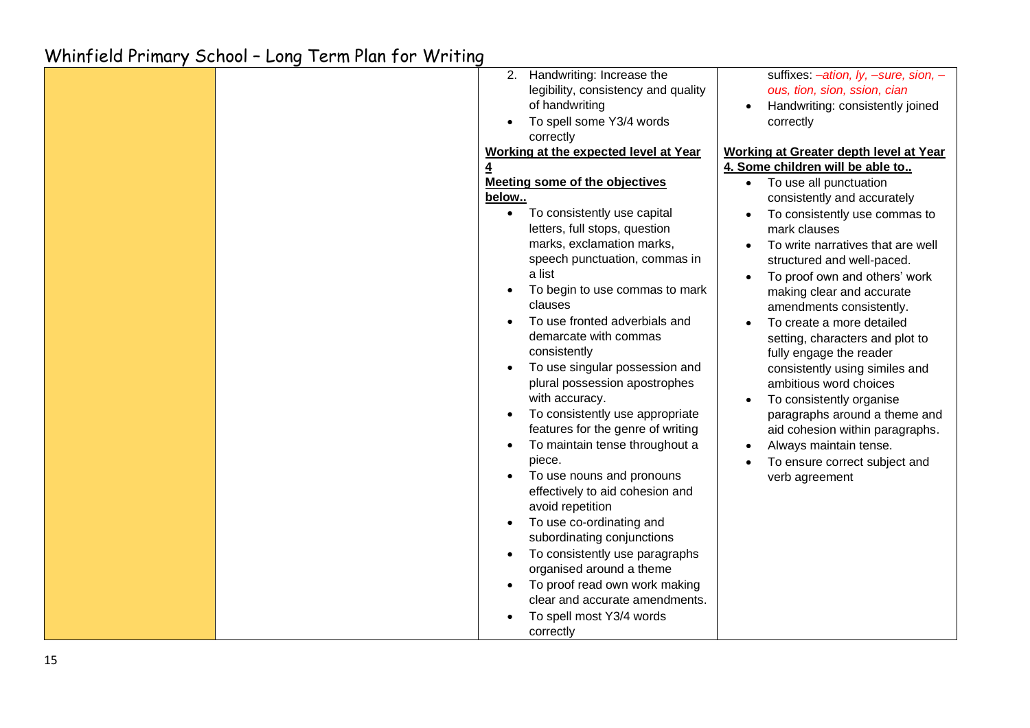# Whinfield Primary School – Long Term Plan for Writing

| | | | |
|---|---|---|---|
| | | 2. Handwriting: Increase the legibility, consistency and quality of handwriting<br>• To spell some Y3/4 words correctly<br><br>**Working at the expected level at Year 4**<br>**Meeting some of the objectives below..**<br>• To consistently use capital letters, full stops, question marks, exclamation marks, speech punctuation, commas in a list<br>• To begin to use commas to mark clauses<br>• To use fronted adverbials and demarcate with commas consistently<br>• To use singular possession and plural possession apostrophes with accuracy.<br>• To consistently use appropriate features for the genre of writing<br>• To maintain tense throughout a piece.<br>• To use nouns and pronouns effectively to aid cohesion and avoid repetition<br>• To use co-ordinating and subordinating conjunctions<br>• To consistently use paragraphs organised around a theme<br>• To proof read own work making clear and accurate amendments.<br>• To spell most Y3/4 words correctly | suffixes: *–ation, ly, –sure, sion, –ous, tion, sion, ssion, cian*<br>• Handwriting: consistently joined correctly<br><br>**Working at Greater depth level at Year 4. Some children will be able to..**<br>• To use all punctuation consistently and accurately<br>• To consistently use commas to mark clauses<br>• To write narratives that are well structured and well-paced.<br>• To proof own and others' work making clear and accurate amendments consistently.<br>• To create a more detailed setting, characters and plot to fully engage the reader consistently using similes and ambitious word choices<br>• To consistently organise paragraphs around a theme and aid cohesion within paragraphs.<br>• Always maintain tense.<br>• To ensure correct subject and verb agreement |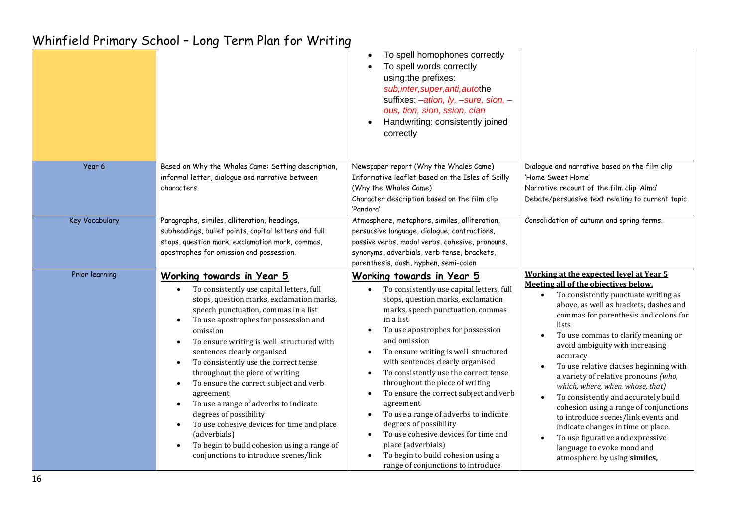# Whinfield Primary School – Long Term Plan for Writing

| | | | |
|---|---|---|---|
| | | • To spell homophones correctly<br>• To spell words correctly using:the prefixes: *sub,inter,super,anti,auto*the suffixes: *–ation, ly, –sure, sion, –ous, tion, sion, ssion, cian*<br>• Handwriting: consistently joined correctly | |
| Year 6 | Based on Why the Whales Came: Setting description, informal letter, dialogue and narrative between characters | Newspaper report (Why the Whales Came)<br>Informative leaflet based on the Isles of Scilly (Why the Whales Came)<br>Character description based on the film clip 'Pandora' | Dialogue and narrative based on the film clip 'Home Sweet Home'<br>Narrative recount of the film clip 'Alma'<br>Debate/persuasive text relating to current topic |
| Key Vocabulary | Paragraphs, similes, alliteration, headings, subheadings, bullet points, capital letters and full stops, question mark, exclamation mark, commas, apostrophes for omission and possession. | Atmosphere, metaphors, similes, alliteration, persuasive language, dialogue, contractions, passive verbs, modal verbs, cohesive, pronouns, synonyms, adverbials, verb tense, brackets, parenthesis, dash, hyphen, semi-colon | Consolidation of autumn and spring terms. |
| Prior learning | **<u>Working towards in Year 5</u>**<br>• To consistently use capital letters, full stops, question marks, exclamation marks, speech punctuation, commas in a list<br>• To use apostrophes for possession and omission<br>• To ensure writing is well structured with sentences clearly organised<br>• To consistently use the correct tense throughout the piece of writing<br>• To ensure the correct subject and verb agreement<br>• To use a range of adverbs to indicate degrees of possibility<br>• To use cohesive devices for time and place (adverbials)<br>• To begin to build cohesion using a range of conjunctions to introduce scenes/link | **<u>Working towards in Year 5</u>**<br>• To consistently use capital letters, full stops, question marks, exclamation marks, speech punctuation, commas in a list<br>• To use apostrophes for possession and omission<br>• To ensure writing is well structured with sentences clearly organised<br>• To consistently use the correct tense throughout the piece of writing<br>• To ensure the correct subject and verb agreement<br>• To use a range of adverbs to indicate degrees of possibility<br>• To use cohesive devices for time and place (adverbials)<br>• To begin to build cohesion using a range of conjunctions to introduce | **<u>Working at the expected level at Year 5</u>**<br>**<u>Meeting all of the objectives below.</u>**<br>• To consistently punctuate writing as above, as well as brackets, dashes and commas for parenthesis and colons for lists<br>• To use commas to clarify meaning or avoid ambiguity with increasing accuracy<br>• To use relative clauses beginning with a variety of relative pronouns *(who, which, where, when, whose, that)*<br>• To consistently and accurately build cohesion using a range of conjunctions to introduce scenes/link events and indicate changes in time or place.<br>• To use figurative and expressive language to evoke mood and atmosphere by using **similes,** |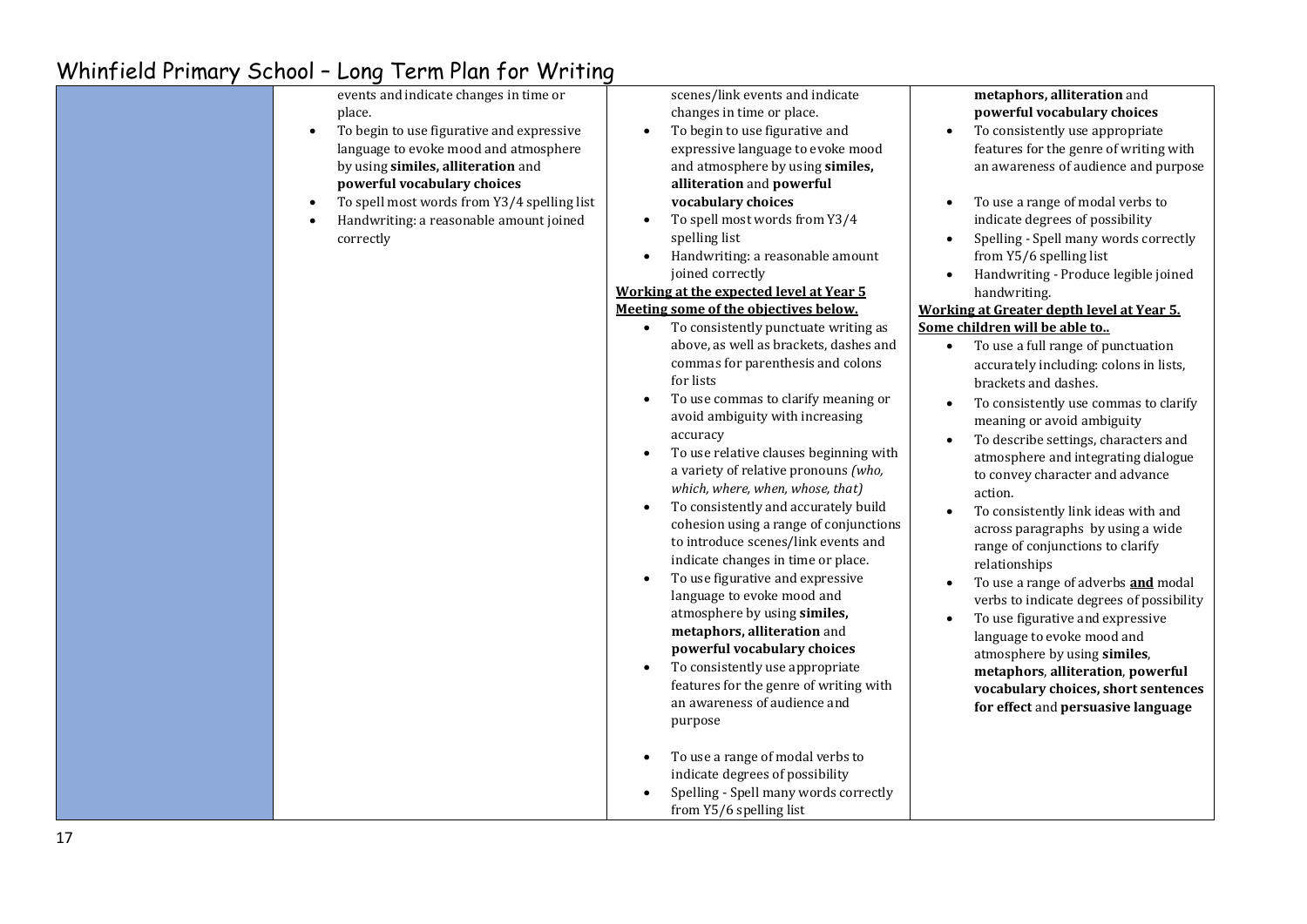| | | | |
|---|---|---|---|
| | events and indicate changes in time or place.<br>• To begin to use figurative and expressive language to evoke mood and atmosphere by using **similes, alliteration** and **powerful vocabulary choices**<br>• To spell most words from Y3/4 spelling list<br>• Handwriting: a reasonable amount joined correctly | scenes/link events and indicate changes in time or place.<br>• To begin to use figurative and expressive language to evoke mood and atmosphere by using **similes, alliteration** and **powerful vocabulary choices**<br>• To spell most words from Y3/4 spelling list<br>• Handwriting: a reasonable amount joined correctly<br>**Working at the expected level at Year 5 Meeting some of the objectives below.**<br>• To consistently punctuate writing as above, as well as brackets, dashes and commas for parenthesis and colons for lists<br>• To use commas to clarify meaning or avoid ambiguity with increasing accuracy<br>• To use relative clauses beginning with a variety of relative pronouns *(who, which, where, when, whose, that)*<br>• To consistently and accurately build cohesion using a range of conjunctions to introduce scenes/link events and indicate changes in time or place.<br>• To use figurative and expressive language to evoke mood and atmosphere by using **similes, metaphors, alliteration** and **powerful vocabulary choices**<br>• To consistently use appropriate features for the genre of writing with an awareness of audience and purpose<br>• To use a range of modal verbs to indicate degrees of possibility<br>• Spelling - Spell many words correctly from Y5/6 spelling list | **metaphors, alliteration** and **powerful vocabulary choices**<br>• To consistently use appropriate features for the genre of writing with an awareness of audience and purpose<br>• To use a range of modal verbs to indicate degrees of possibility<br>• Spelling - Spell many words correctly from Y5/6 spelling list<br>• Handwriting - Produce legible joined handwriting.<br>**Working at Greater depth level at Year 5. Some children will be able to..**<br>• To use a full range of punctuation accurately including: colons in lists, brackets and dashes.<br>• To consistently use commas to clarify meaning or avoid ambiguity<br>• To describe settings, characters and atmosphere and integrating dialogue to convey character and advance action.<br>• To consistently link ideas with and across paragraphs by using a wide range of conjunctions to clarify relationships<br>• To use a range of adverbs **and** modal verbs to indicate degrees of possibility<br>• To use figurative and expressive language to evoke mood and atmosphere by using **similes**, **metaphors**, **alliteration**, **powerful vocabulary choices, short sentences for effect** and **persuasive language** |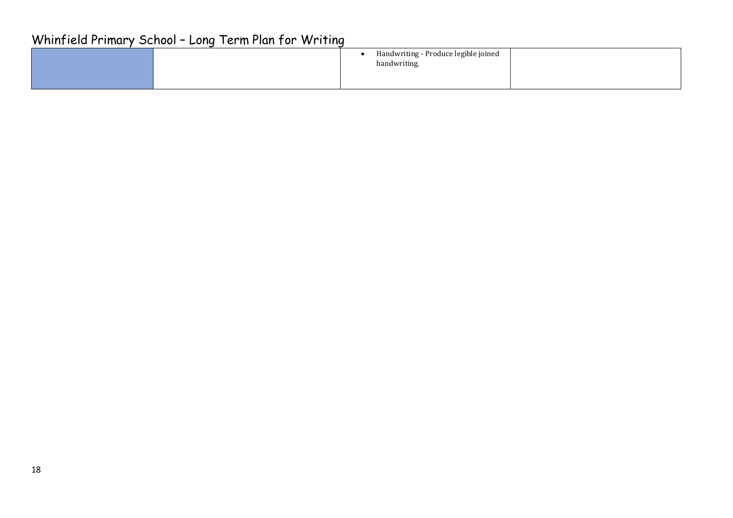| | | | |
|---|---|---|---|
| | | • Handwriting - Produce legible joined handwriting. | |